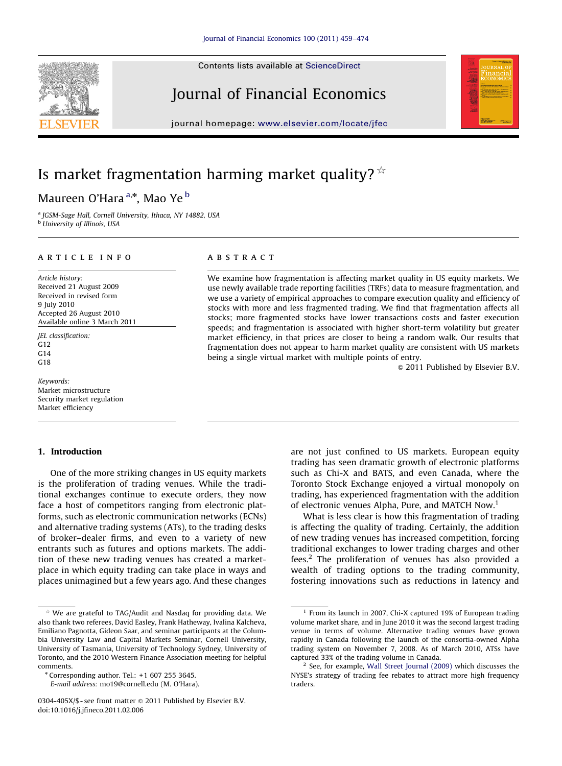# Is market fragmentation harming market quality?[☆]

Maureen O'Hara[a,*], Mao Ye[b]

[a] JGSM-Sage Hall, Cornell University, Ithaca, NY 14882, USA
[b] University of Illinois, USA

## ARTICLE INFO

*Article history:*
Received 21 August 2009
Received in revised form
9 July 2010
Accepted 26 August 2010
Available online 3 March 2011

*JEL classification:*
G12
G14
G18

*Keywords:*
Market microstructure
Security market regulation
Market efficiency

## ABSTRACT

We examine how fragmentation is affecting market quality in US equity markets. We use newly available trade reporting facilities (TRFs) data to measure fragmentation, and we use a variety of empirical approaches to compare execution quality and efficiency of stocks with more and less fragmented trading. We find that fragmentation affects all stocks; more fragmented stocks have lower transactions costs and faster execution speeds; and fragmentation is associated with higher short-term volatility but greater market efficiency, in that prices are closer to being a random walk. Our results that fragmentation does not appear to harm market quality are consistent with US markets being a single virtual market with multiple points of entry.

© 2011 Published by Elsevier B.V.

## 1. Introduction

One of the more striking changes in US equity markets is the proliferation of trading venues. While the traditional exchanges continue to execute orders, they now face a host of competitors ranging from electronic platforms, such as electronic communication networks (ECNs) and alternative trading systems (ATs), to the trading desks of broker–dealer firms, and even to a variety of new entrants such as futures and options markets. The addition of these new trading venues has created a marketplace in which equity trading can take place in ways and places unimagined but a few years ago. And these changes are not just confined to US markets. European equity trading has seen dramatic growth of electronic platforms such as Chi-X and BATS, and even Canada, where the Toronto Stock Exchange enjoyed a virtual monopoly on trading, has experienced fragmentation with the addition of electronic venues Alpha, Pure, and MATCH Now.[1]

What is less clear is how this fragmentation of trading is affecting the quality of trading. Certainly, the addition of new trading venues has increased competition, forcing traditional exchanges to lower trading charges and other fees.[2] The proliferation of venues has also provided a wealth of trading options to the trading community, fostering innovations such as reductions in latency and

---

[☆] We are grateful to TAG/Audit and Nasdaq for providing data. We also thank two referees, David Easley, Frank Hatheway, Ivalina Kalcheva, Emiliano Pagnotta, Gideon Saar, and seminar participants at the Columbia University Law and Capital Markets Seminar, Cornell University, University of Tasmania, University of Technology Sydney, University of Toronto, and the 2010 Western Finance Association meeting for helpful comments.

[*] Corresponding author. Tel.: +1 607 255 3645.
*E-mail address:* mo19@cornell.edu (M. O'Hara).

[1] From its launch in 2007, Chi-X captured 19% of European trading volume market share, and in June 2010 it was the second largest trading venue in terms of volume. Alternative trading venues have grown rapidly in Canada following the launch of the consortia-owned Alpha trading system on November 7, 2008. As of March 2010, ATSs have captured 33% of the trading volume in Canada.

[2] See, for example, Wall Street Journal (2009) which discusses the NYSE's strategy of trading fee rebates to attract more high frequency traders.

0304-405X/$ - see front matter © 2011 Published by Elsevier B.V.
doi:10.1016/j.jfineco.2011.02.006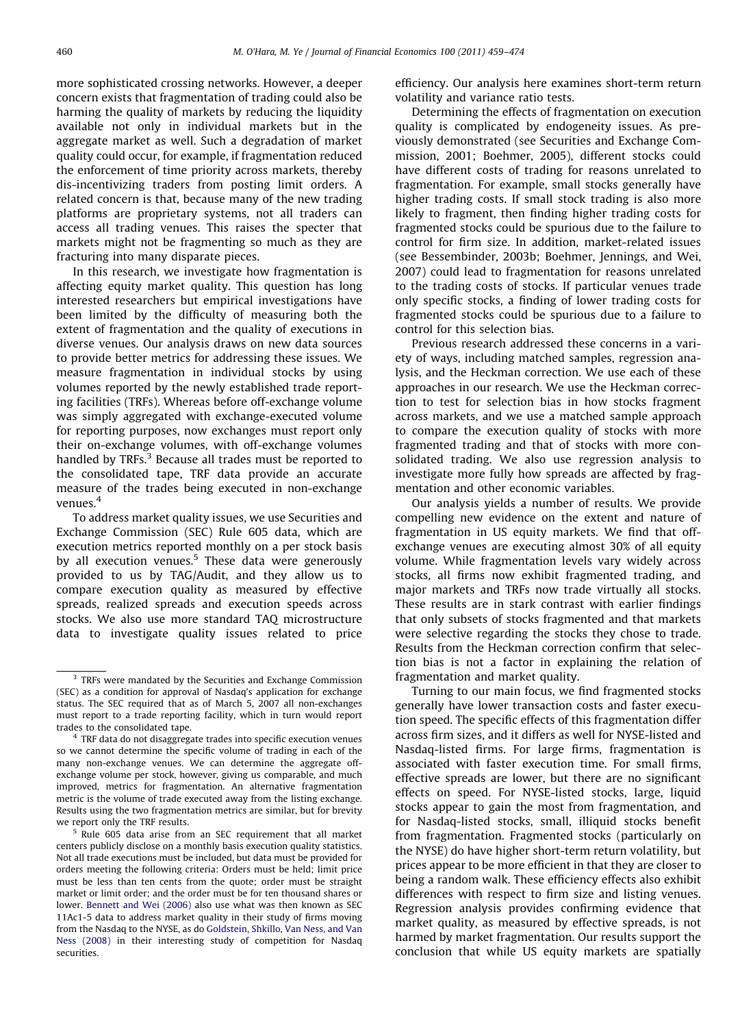more sophisticated crossing networks. However, a deeper concern exists that fragmentation of trading could also be harming the quality of markets by reducing the liquidity available not only in individual markets but in the aggregate market as well. Such a degradation of market quality could occur, for example, if fragmentation reduced the enforcement of time priority across markets, thereby dis-incentivizing traders from posting limit orders. A related concern is that, because many of the new trading platforms are proprietary systems, not all traders can access all trading venues. This raises the specter that markets might not be fragmenting so much as they are fracturing into many disparate pieces.

In this research, we investigate how fragmentation is affecting equity market quality. This question has long interested researchers but empirical investigations have been limited by the difficulty of measuring both the extent of fragmentation and the quality of executions in diverse venues. Our analysis draws on new data sources to provide better metrics for addressing these issues. We measure fragmentation in individual stocks by using volumes reported by the newly established trade reporting facilities (TRFs). Whereas before off-exchange volume was simply aggregated with exchange-executed volume for reporting purposes, now exchanges must report only their on-exchange volumes, with off-exchange volumes handled by TRFs.[3] Because all trades must be reported to the consolidated tape, TRF data provide an accurate measure of the trades being executed in non-exchange venues.[4]

To address market quality issues, we use Securities and Exchange Commission (SEC) Rule 605 data, which are execution metrics reported monthly on a per stock basis by all execution venues.[5] These data were generously provided to us by TAG/Audit, and they allow us to compare execution quality as measured by effective spreads, realized spreads and execution speeds across stocks. We also use more standard TAQ microstructure data to investigate quality issues related to price efficiency. Our analysis here examines short-term return volatility and variance ratio tests.

Determining the effects of fragmentation on execution quality is complicated by endogeneity issues. As previously demonstrated (see Securities and Exchange Commission, 2001; Boehmer, 2005), different stocks could have different costs of trading for reasons unrelated to fragmentation. For example, small stocks generally have higher trading costs. If small stock trading is also more likely to fragment, then finding higher trading costs for fragmented stocks could be spurious due to the failure to control for firm size. In addition, market-related issues (see Bessembinder, 2003b; Boehmer, Jennings, and Wei, 2007) could lead to fragmentation for reasons unrelated to the trading costs of stocks. If particular venues trade only specific stocks, a finding of lower trading costs for fragmented stocks could be spurious due to a failure to control for this selection bias.

Previous research addressed these concerns in a variety of ways, including matched samples, regression analysis, and the Heckman correction. We use each of these approaches in our research. We use the Heckman correction to test for selection bias in how stocks fragment across markets, and we use a matched sample approach to compare the execution quality of stocks with more fragmented trading and that of stocks with more consolidated trading. We also use regression analysis to investigate more fully how spreads are affected by fragmentation and other economic variables.

Our analysis yields a number of results. We provide compelling new evidence on the extent and nature of fragmentation in US equity markets. We find that off-exchange venues are executing almost 30% of all equity volume. While fragmentation levels vary widely across stocks, all firms now exhibit fragmented trading, and major markets and TRFs now trade virtually all stocks. These results are in stark contrast with earlier findings that only subsets of stocks fragmented and that markets were selective regarding the stocks they chose to trade. Results from the Heckman correction confirm that selection bias is not a factor in explaining the relation of fragmentation and market quality.

Turning to our main focus, we find fragmented stocks generally have lower transaction costs and faster execution speed. The specific effects of this fragmentation differ across firm sizes, and it differs as well for NYSE-listed and Nasdaq-listed firms. For large firms, fragmentation is associated with faster execution time. For small firms, effective spreads are lower, but there are no significant effects on speed. For NYSE-listed stocks, large, liquid stocks appear to gain the most from fragmentation, and for Nasdaq-listed stocks, small, illiquid stocks benefit from fragmentation. Fragmented stocks (particularly on the NYSE) do have higher short-term return volatility, but prices appear to be more efficient in that they are closer to being a random walk. These efficiency effects also exhibit differences with respect to firm size and listing venues. Regression analysis provides confirming evidence that market quality, as measured by effective spreads, is not harmed by market fragmentation. Our results support the conclusion that while US equity markets are spatially

---

[3] TRFs were mandated by the Securities and Exchange Commission (SEC) as a condition for approval of Nasdaq's application for exchange status. The SEC required that as of March 5, 2007 all non-exchanges must report to a trade reporting facility, which in turn would report trades to the consolidated tape.

[4] TRF data do not disaggregate trades into specific execution venues so we cannot determine the specific volume of trading in each of the many non-exchange venues. We can determine the aggregate off-exchange volume per stock, however, giving us comparable, and much improved, metrics for fragmentation. An alternative fragmentation metric is the volume of trade executed away from the listing exchange. Results using the two fragmentation metrics are similar, but for brevity we report only the TRF results.

[5] Rule 605 data arise from an SEC requirement that all market centers publicly disclose on a monthly basis execution quality statistics. Not all trade executions must be included, but data must be provided for orders meeting the following criteria: Orders must be held; limit price must be less than ten cents from the quote; order must be straight market or limit order; and the order must be for ten thousand shares or lower. Bennett and Wei (2006) also use what was then known as SEC 11Ac1-5 data to address market quality in their study of firms moving from the Nasdaq to the NYSE, as do Goldstein, Shkillo, Van Ness, and Van Ness (2008) in their interesting study of competition for Nasdaq securities.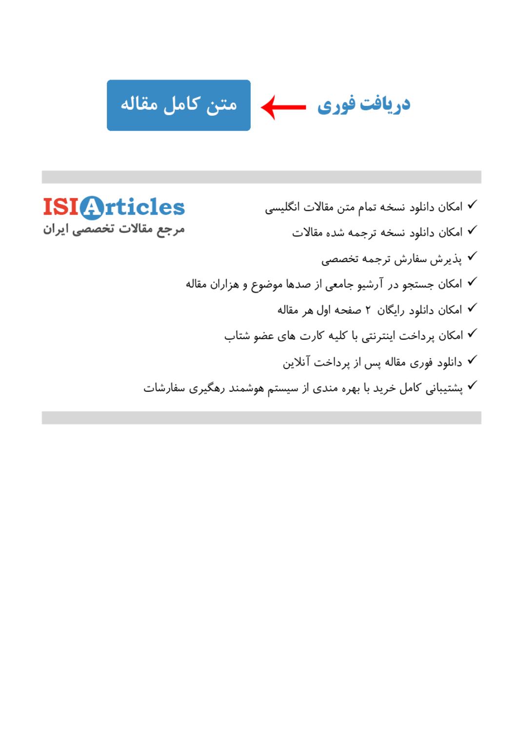دریافت فوری ← **متن کامل مقاله**

**ISIArticles**
مرجع مقالات تخصصی ایران

- ✓ امکان دانلود نسخه تمام متن مقالات انگلیسی
- ✓ امکان دانلود نسخه ترجمه شده مقالات
- ✓ پذیرش سفارش ترجمه تخصصی
- ✓ امکان جستجو در آرشیو جامعی از صدها موضوع و هزاران مقاله
- ✓ امکان دانلود رایگان ۲ صفحه اول هر مقاله
- ✓ امکان پرداخت اینترنتی با کلیه کارت های عضو شتاب
- ✓ دانلود فوری مقاله پس از پرداخت آنلاین
- ✓ پشتیبانی کامل خرید با بهره مندی از سیستم هوشمند رهگیری سفارشات